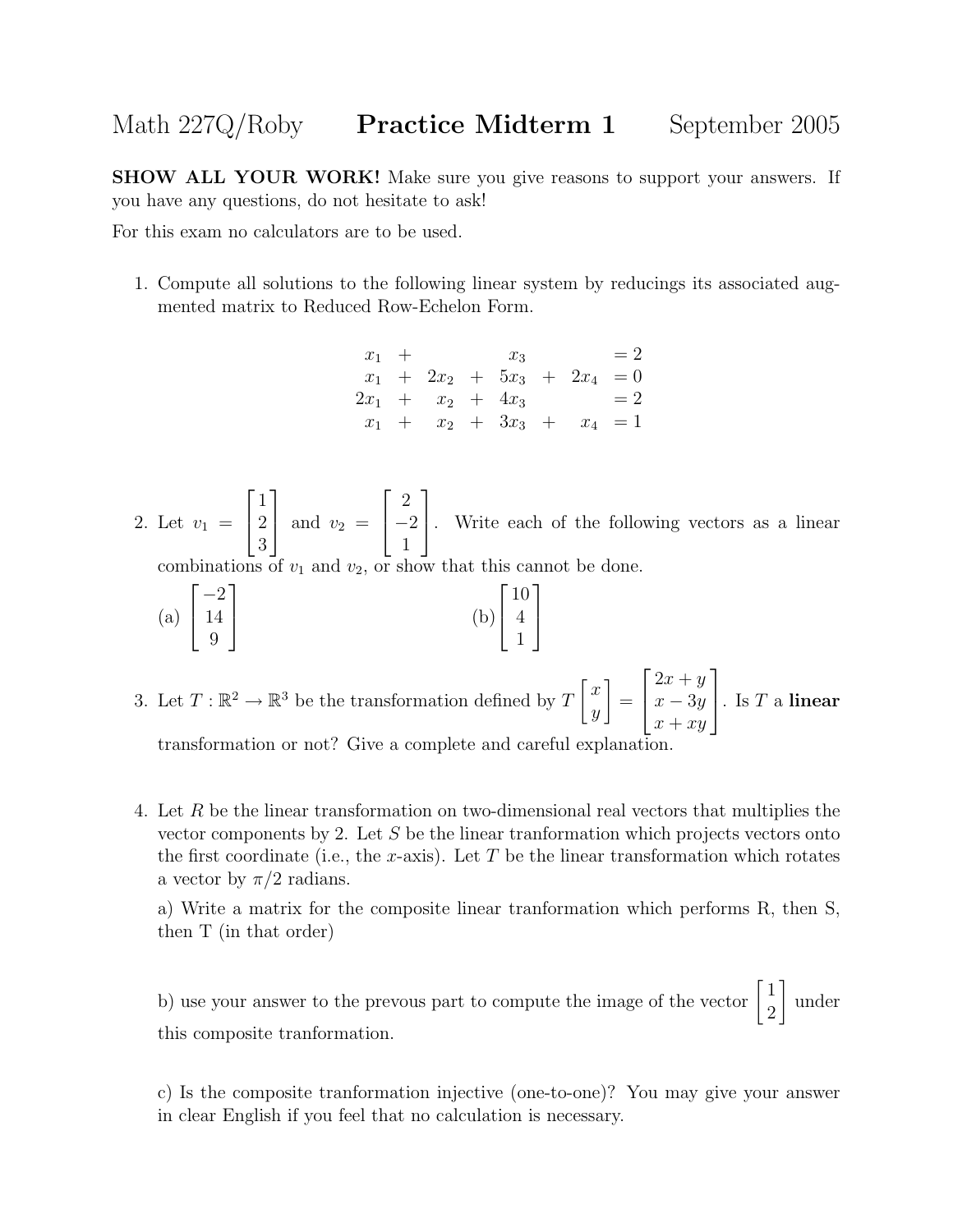# Math 227Q/Roby **Practice Midterm 1** September 2005

**SHOW ALL YOUR WORK!** Make sure you give reasons to support your answers. If you have any questions, do not hesitate to ask!

For this exam no calculators are to be used.

1. Compute all solutions to the following linear system by reducings its associated augmented matrix to Reduced Row-Echelon Form.

$$\begin{array}{rcrcrcrl} x_1 & + & & & x_3 & & & = 2 \\ x_1 & + & 2x_2 & + & 5x_3 & + & 2x_4 & = 0 \\ 2x_1 & + & x_2 & + & 4x_3 & & & = 2 \\ x_1 & + & x_2 & + & 3x_3 & + & x_4 & = 1 \end{array}$$

2. Let $v_1 = \begin{bmatrix} 1 \\ 2 \\ 3 \end{bmatrix}$ and $v_2 = \begin{bmatrix} 2 \\ -2 \\ 1 \end{bmatrix}$. Write each of the following vectors as a linear combinations of $v_1$ and $v_2$, or show that this cannot be done.

   (a) $\begin{bmatrix} -2 \\ 14 \\ 9 \end{bmatrix}$ (b) $\begin{bmatrix} 10 \\ 4 \\ 1 \end{bmatrix}$

3. Let $T : \mathbb{R}^2 \to \mathbb{R}^3$ be the transformation defined by $T\begin{bmatrix} x \\ y \end{bmatrix} = \begin{bmatrix} 2x + y \\ x - 3y \\ x + xy \end{bmatrix}$. Is $T$ a **linear** transformation or not? Give a complete and careful explanation.

4. Let $R$ be the linear transformation on two-dimensional real vectors that multiplies the vector components by 2. Let $S$ be the linear tranformation which projects vectors onto the first coordinate (i.e., the $x$-axis). Let $T$ be the linear transformation which rotates a vector by $\pi/2$ radians.

   a) Write a matrix for the composite linear tranformation which performs R, then S, then T (in that order)

   b) use your answer to the prevous part to compute the image of the vector $\begin{bmatrix} 1 \\ 2 \end{bmatrix}$ under this composite tranformation.

   c) Is the composite tranformation injective (one-to-one)? You may give your answer in clear English if you feel that no calculation is necessary.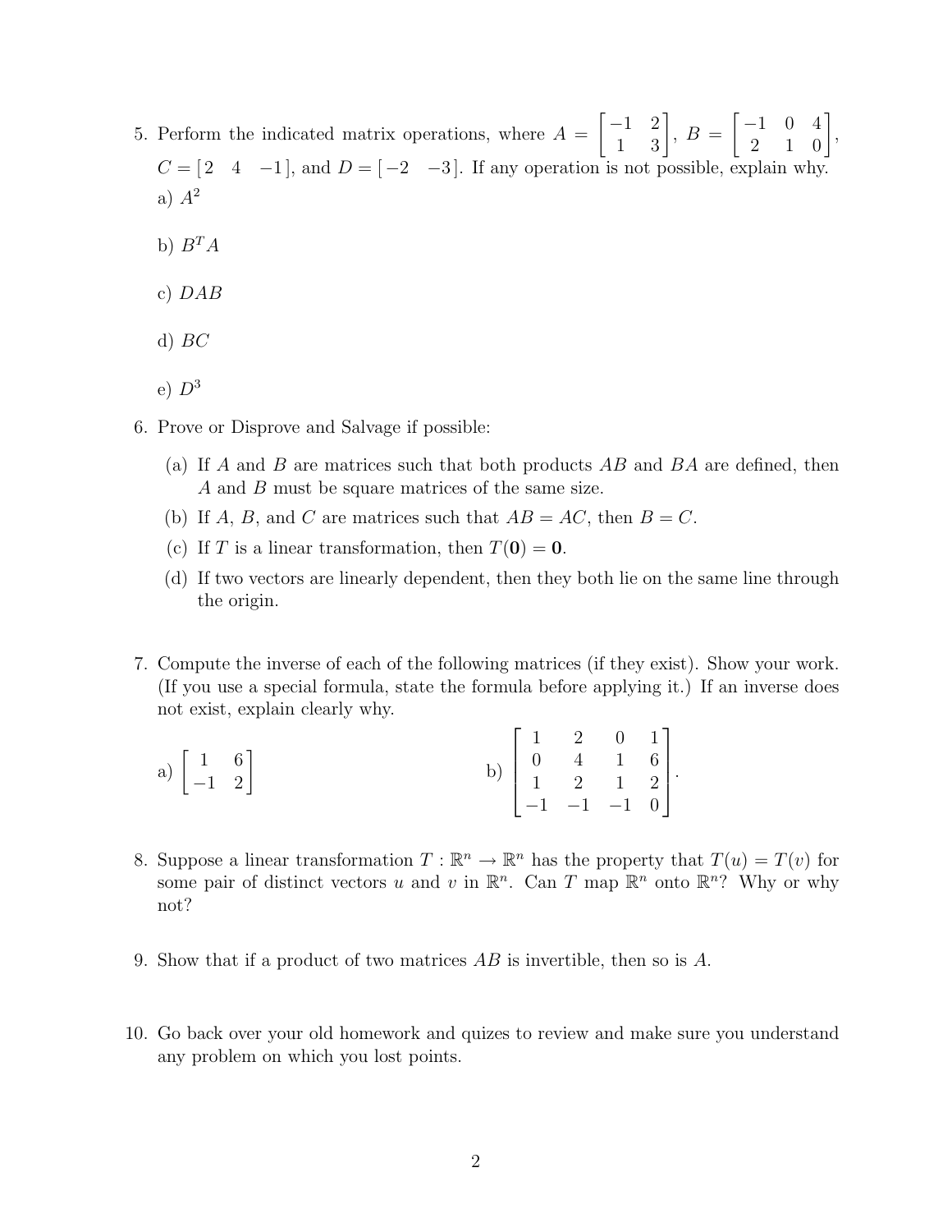5. Perform the indicated matrix operations, where $A = \begin{bmatrix} -1 & 2 \\ 1 & 3 \end{bmatrix}$, $B = \begin{bmatrix} -1 & 0 & 4 \\ 2 & 1 & 0 \end{bmatrix}$, $C = [2 \quad 4 \quad -1]$, and $D = [-2 \quad -3]$. If any operation is not possible, explain why.

   a) $A^2$

   b) $B^T A$

   c) $DAB$

   d) $BC$

   e) $D^3$

6. Prove or Disprove and Salvage if possible:

   (a) If $A$ and $B$ are matrices such that both products $AB$ and $BA$ are defined, then $A$ and $B$ must be square matrices of the same size.

   (b) If $A$, $B$, and $C$ are matrices such that $AB = AC$, then $B = C$.

   (c) If $T$ is a linear transformation, then $T(\mathbf{0}) = \mathbf{0}$.

   (d) If two vectors are linearly dependent, then they both lie on the same line through the origin.

7. Compute the inverse of each of the following matrices (if they exist). Show your work. (If you use a special formula, state the formula before applying it.) If an inverse does not exist, explain clearly why.

   a) $\begin{bmatrix} 1 & 6 \\ -1 & 2 \end{bmatrix}$

   b) $\begin{bmatrix} 1 & 2 & 0 & 1 \\ 0 & 4 & 1 & 6 \\ 1 & 2 & 1 & 2 \\ -1 & -1 & -1 & 0 \end{bmatrix}$.

8. Suppose a linear transformation $T : \mathbb{R}^n \to \mathbb{R}^n$ has the property that $T(u) = T(v)$ for some pair of distinct vectors $u$ and $v$ in $\mathbb{R}^n$. Can $T$ map $\mathbb{R}^n$ onto $\mathbb{R}^n$? Why or why not?

9. Show that if a product of two matrices $AB$ is invertible, then so is $A$.

10. Go back over your old homework and quizes to review and make sure you understand any problem on which you lost points.